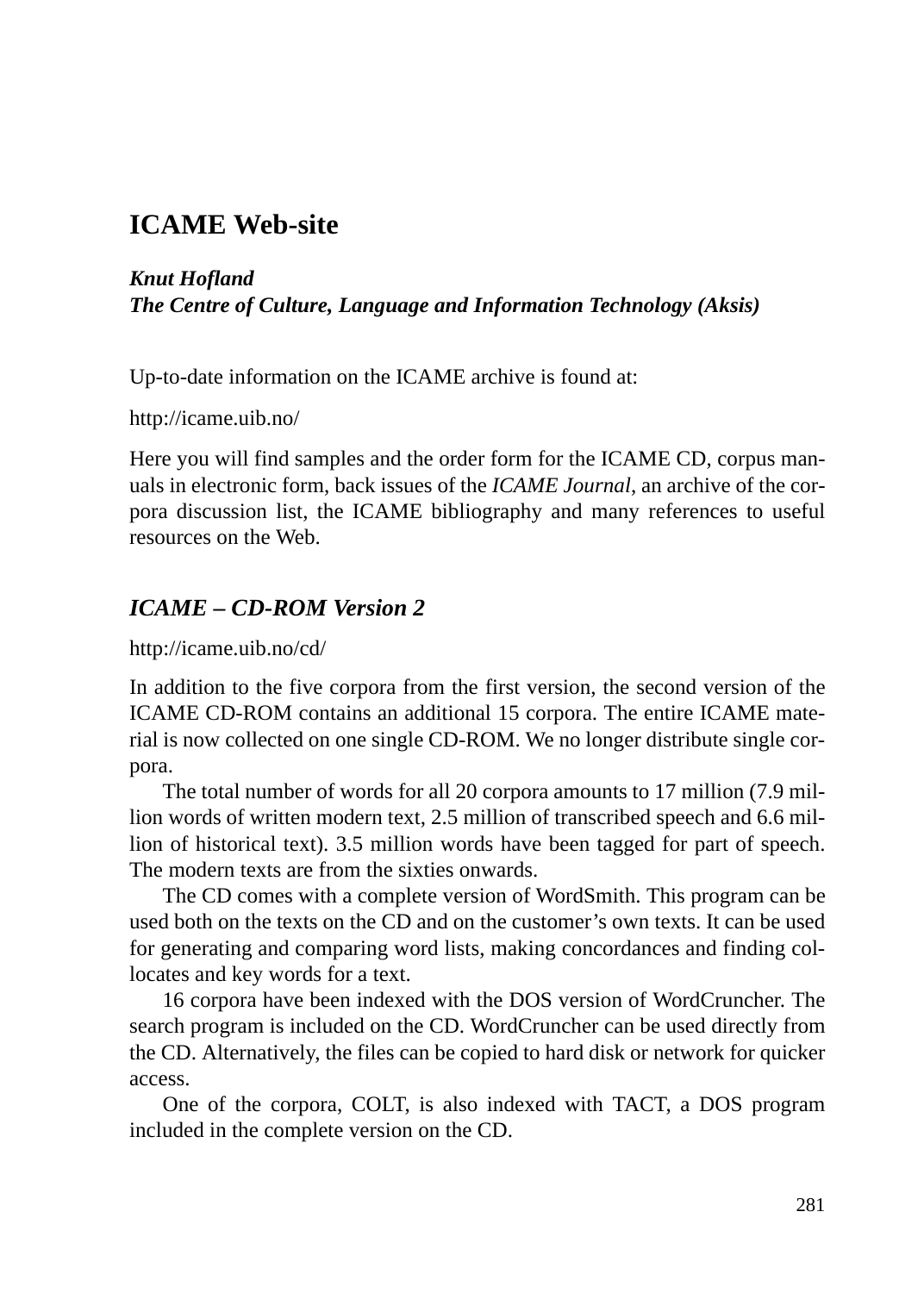# ICAME Web-site

***Knut Hofland***
***The Centre of Culture, Language and Information Technology (Aksis)***

Up-to-date information on the ICAME archive is found at:

http://icame.uib.no/

Here you will find samples and the order form for the ICAME CD, corpus manuals in electronic form, back issues of the *ICAME Journal*, an archive of the corpora discussion list, the ICAME bibliography and many references to useful resources on the Web.

## *ICAME – CD-ROM Version 2*

http://icame.uib.no/cd/

In addition to the five corpora from the first version, the second version of the ICAME CD-ROM contains an additional 15 corpora. The entire ICAME material is now collected on one single CD-ROM. We no longer distribute single corpora.

The total number of words for all 20 corpora amounts to 17 million (7.9 million words of written modern text, 2.5 million of transcribed speech and 6.6 million of historical text). 3.5 million words have been tagged for part of speech. The modern texts are from the sixties onwards.

The CD comes with a complete version of WordSmith. This program can be used both on the texts on the CD and on the customer's own texts. It can be used for generating and comparing word lists, making concordances and finding collocates and key words for a text.

16 corpora have been indexed with the DOS version of WordCruncher. The search program is included on the CD. WordCruncher can be used directly from the CD. Alternatively, the files can be copied to hard disk or network for quicker access.

One of the corpora, COLT, is also indexed with TACT, a DOS program included in the complete version on the CD.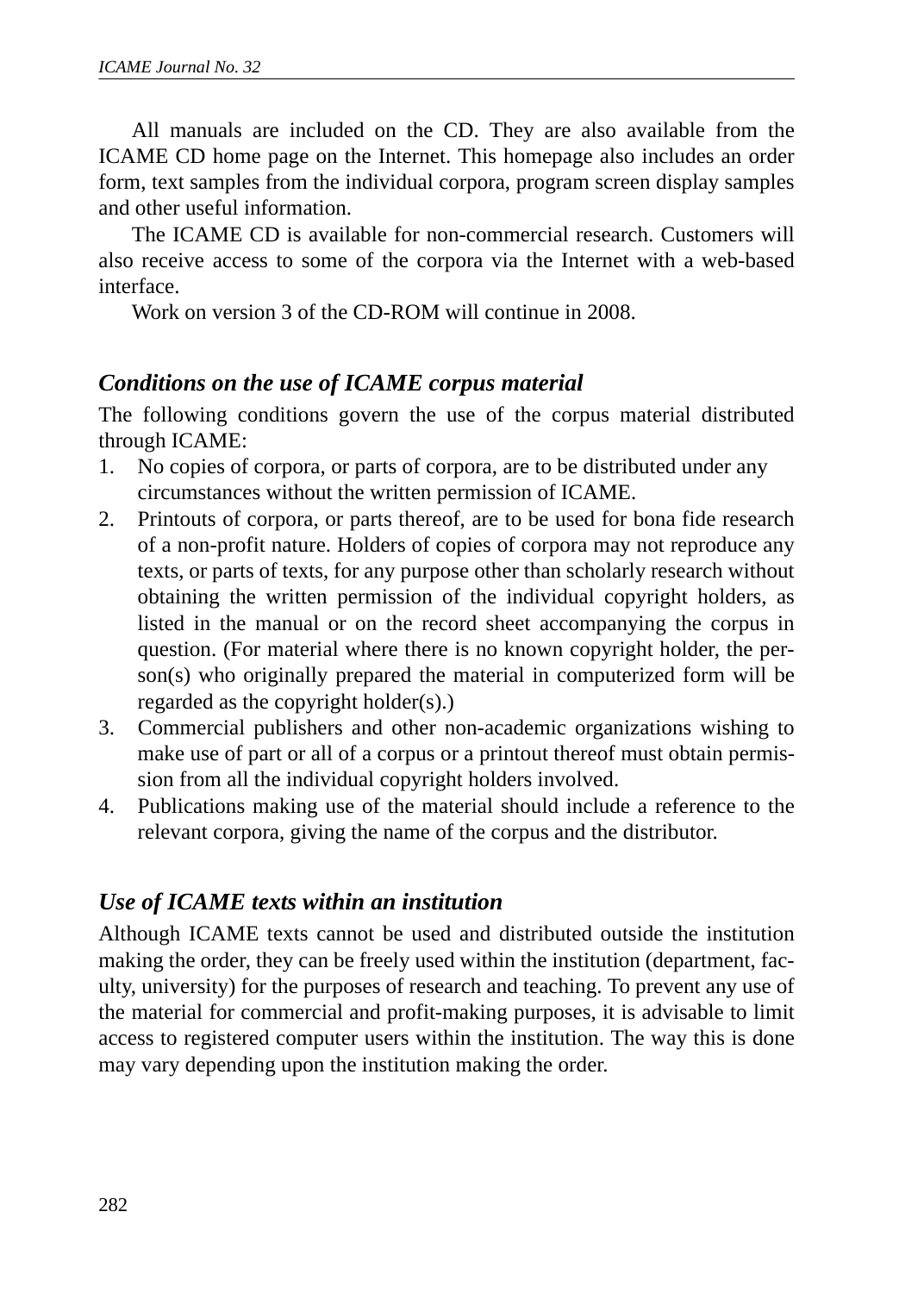All manuals are included on the CD. They are also available from the ICAME CD home page on the Internet. This homepage also includes an order form, text samples from the individual corpora, program screen display samples and other useful information.

The ICAME CD is available for non-commercial research. Customers will also receive access to some of the corpora via the Internet with a web-based interface.

Work on version 3 of the CD-ROM will continue in 2008.

## *Conditions on the use of ICAME corpus material*

The following conditions govern the use of the corpus material distributed through ICAME:

1. No copies of corpora, or parts of corpora, are to be distributed under any circumstances without the written permission of ICAME.
2. Printouts of corpora, or parts thereof, are to be used for bona fide research of a non-profit nature. Holders of copies of corpora may not reproduce any texts, or parts of texts, for any purpose other than scholarly research without obtaining the written permission of the individual copyright holders, as listed in the manual or on the record sheet accompanying the corpus in question. (For material where there is no known copyright holder, the person(s) who originally prepared the material in computerized form will be regarded as the copyright holder(s).)
3. Commercial publishers and other non-academic organizations wishing to make use of part or all of a corpus or a printout thereof must obtain permission from all the individual copyright holders involved.
4. Publications making use of the material should include a reference to the relevant corpora, giving the name of the corpus and the distributor.

## *Use of ICAME texts within an institution*

Although ICAME texts cannot be used and distributed outside the institution making the order, they can be freely used within the institution (department, faculty, university) for the purposes of research and teaching. To prevent any use of the material for commercial and profit-making purposes, it is advisable to limit access to registered computer users within the institution. The way this is done may vary depending upon the institution making the order.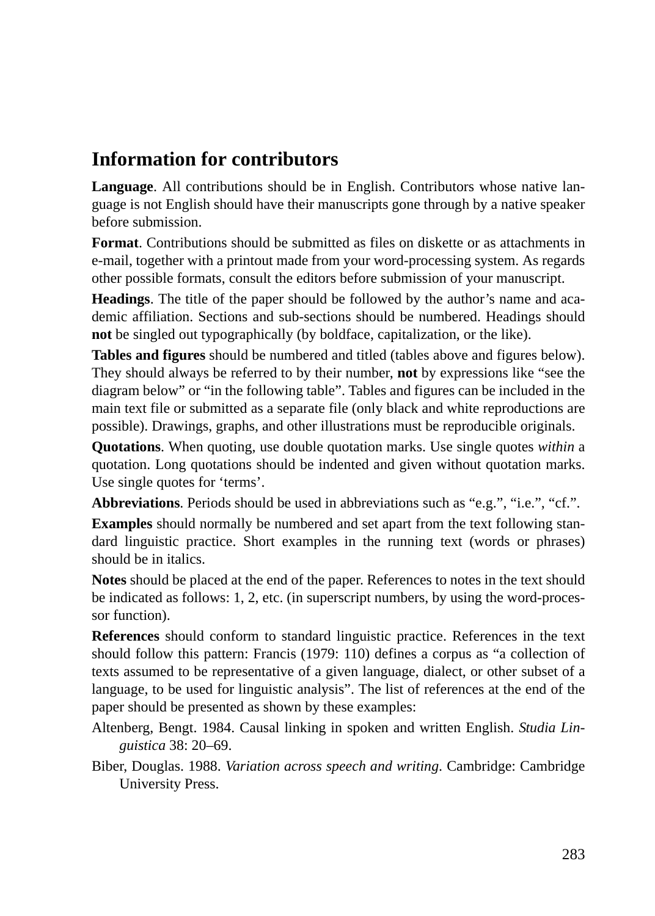## Information for contributors

**Language**. All contributions should be in English. Contributors whose native language is not English should have their manuscripts gone through by a native speaker before submission.

**Format**. Contributions should be submitted as files on diskette or as attachments in e-mail, together with a printout made from your word-processing system. As regards other possible formats, consult the editors before submission of your manuscript.

**Headings**. The title of the paper should be followed by the author's name and academic affiliation. Sections and sub-sections should be numbered. Headings should **not** be singled out typographically (by boldface, capitalization, or the like).

**Tables and figures** should be numbered and titled (tables above and figures below). They should always be referred to by their number, **not** by expressions like "see the diagram below" or "in the following table". Tables and figures can be included in the main text file or submitted as a separate file (only black and white reproductions are possible). Drawings, graphs, and other illustrations must be reproducible originals.

**Quotations**. When quoting, use double quotation marks. Use single quotes *within* a quotation. Long quotations should be indented and given without quotation marks. Use single quotes for 'terms'.

**Abbreviations**. Periods should be used in abbreviations such as "e.g.", "i.e.", "cf.".

**Examples** should normally be numbered and set apart from the text following standard linguistic practice. Short examples in the running text (words or phrases) should be in italics.

**Notes** should be placed at the end of the paper. References to notes in the text should be indicated as follows: 1, 2, etc. (in superscript numbers, by using the word-processor function).

**References** should conform to standard linguistic practice. References in the text should follow this pattern: Francis (1979: 110) defines a corpus as "a collection of texts assumed to be representative of a given language, dialect, or other subset of a language, to be used for linguistic analysis". The list of references at the end of the paper should be presented as shown by these examples:

Altenberg, Bengt. 1984. Causal linking in spoken and written English. *Studia Linguistica* 38: 20–69.

Biber, Douglas. 1988. *Variation across speech and writing*. Cambridge: Cambridge University Press.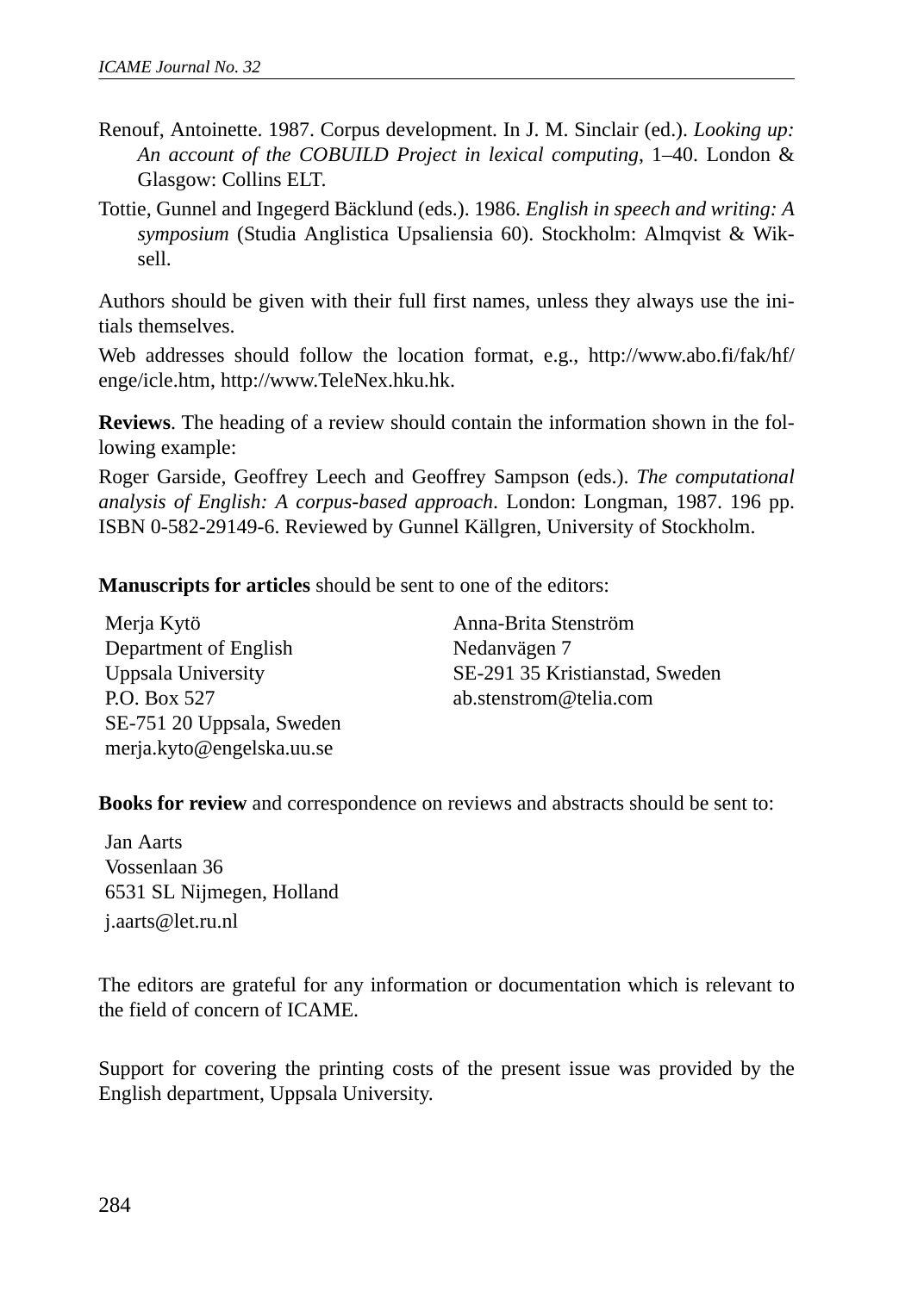Renouf, Antoinette. 1987. Corpus development. In J. M. Sinclair (ed.). *Looking up: An account of the COBUILD Project in lexical computing*, 1–40. London & Glasgow: Collins ELT.

Tottie, Gunnel and Ingegerd Bäcklund (eds.). 1986. *English in speech and writing: A symposium* (Studia Anglistica Upsaliensia 60). Stockholm: Almqvist & Wiksell.

Authors should be given with their full first names, unless they always use the initials themselves.

Web addresses should follow the location format, e.g., http://www.abo.fi/fak/hf/enge/icle.htm, http://www.TeleNex.hku.hk.

**Reviews**. The heading of a review should contain the information shown in the following example:

Roger Garside, Geoffrey Leech and Geoffrey Sampson (eds.). *The computational analysis of English: A corpus-based approach*. London: Longman, 1987. 196 pp. ISBN 0-582-29149-6. Reviewed by Gunnel Källgren, University of Stockholm.

**Manuscripts for articles** should be sent to one of the editors:

Merja Kytö
Department of English
Uppsala University
P.O. Box 527
SE-751 20 Uppsala, Sweden
merja.kyto@engelska.uu.se

Anna-Brita Stenström
Nedanvägen 7
SE-291 35 Kristianstad, Sweden
ab.stenstrom@telia.com

**Books for review** and correspondence on reviews and abstracts should be sent to:

Jan Aarts
Vossenlaan 36
6531 SL Nijmegen, Holland
j.aarts@let.ru.nl

The editors are grateful for any information or documentation which is relevant to the field of concern of ICAME.

Support for covering the printing costs of the present issue was provided by the English department, Uppsala University.